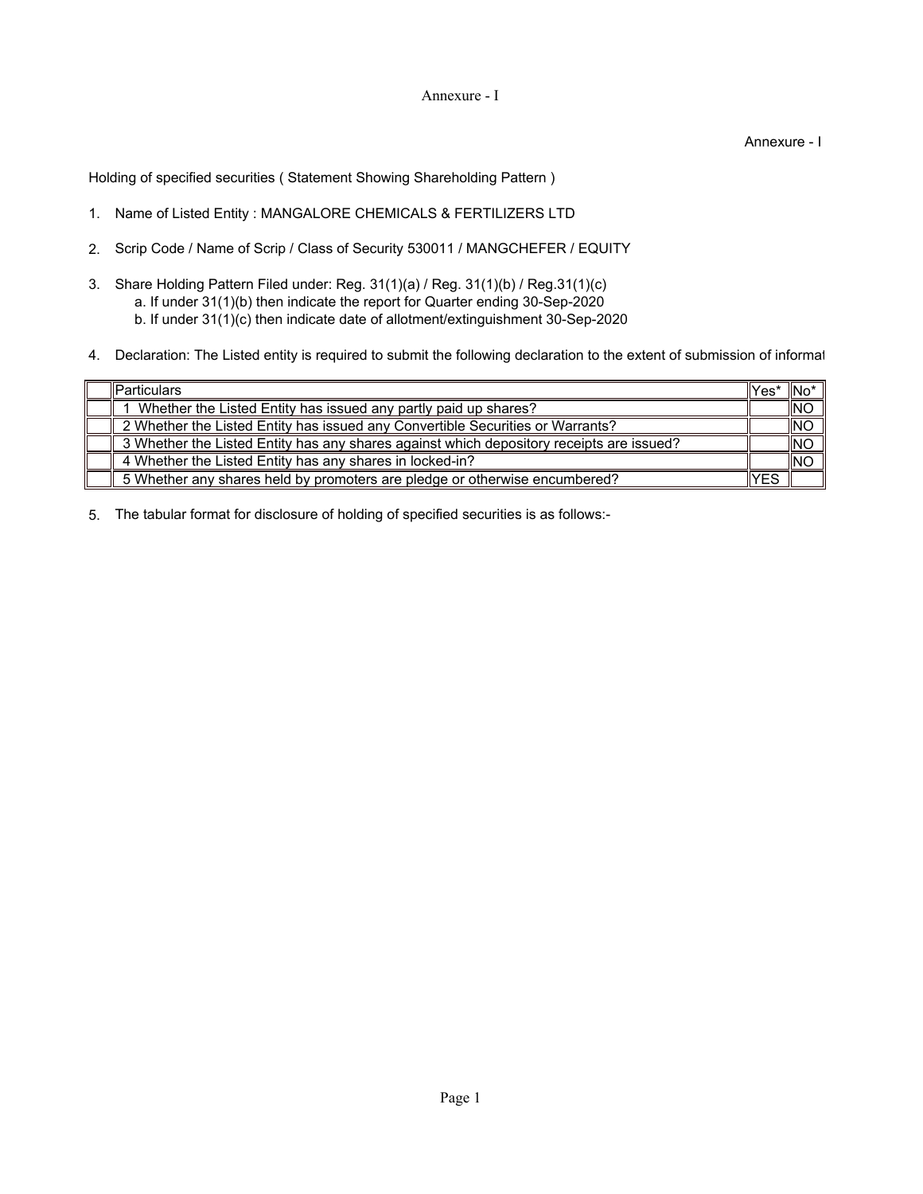Annexure - I

Annexure - I

Holding of specified securities ( Statement Showing Shareholding Pattern )

1. Name of Listed Entity : MANGALORE CHEMICALS & FERTILIZERS LTD

2. Scrip Code / Name of Scrip / Class of Security 530011 / MANGCHEFER / EQUITY

3. Share Holding Pattern Filed under: Reg. 31(1)(a) / Reg. 31(1)(b) / Reg.31(1)(c)
   a. If under 31(1)(b) then indicate the report for Quarter ending 30-Sep-2020
   b. If under 31(1)(c) then indicate date of allotment/extinguishment 30-Sep-2020

4. Declaration: The Listed entity is required to submit the following declaration to the extent of submission of informat

| | Particulars | Yes* | No* |
|---|---|---|---|
| | 1 Whether the Listed Entity has issued any partly paid up shares? | | NO |
| | 2 Whether the Listed Entity has issued any Convertible Securities or Warrants? | | NO |
| | 3 Whether the Listed Entity has any shares against which depository receipts are issued? | | NO |
| | 4 Whether the Listed Entity has any shares in locked-in? | | NO |
| | 5 Whether any shares held by promoters are pledge or otherwise encumbered? | YES | |

5. The tabular format for disclosure of holding of specified securities is as follows:-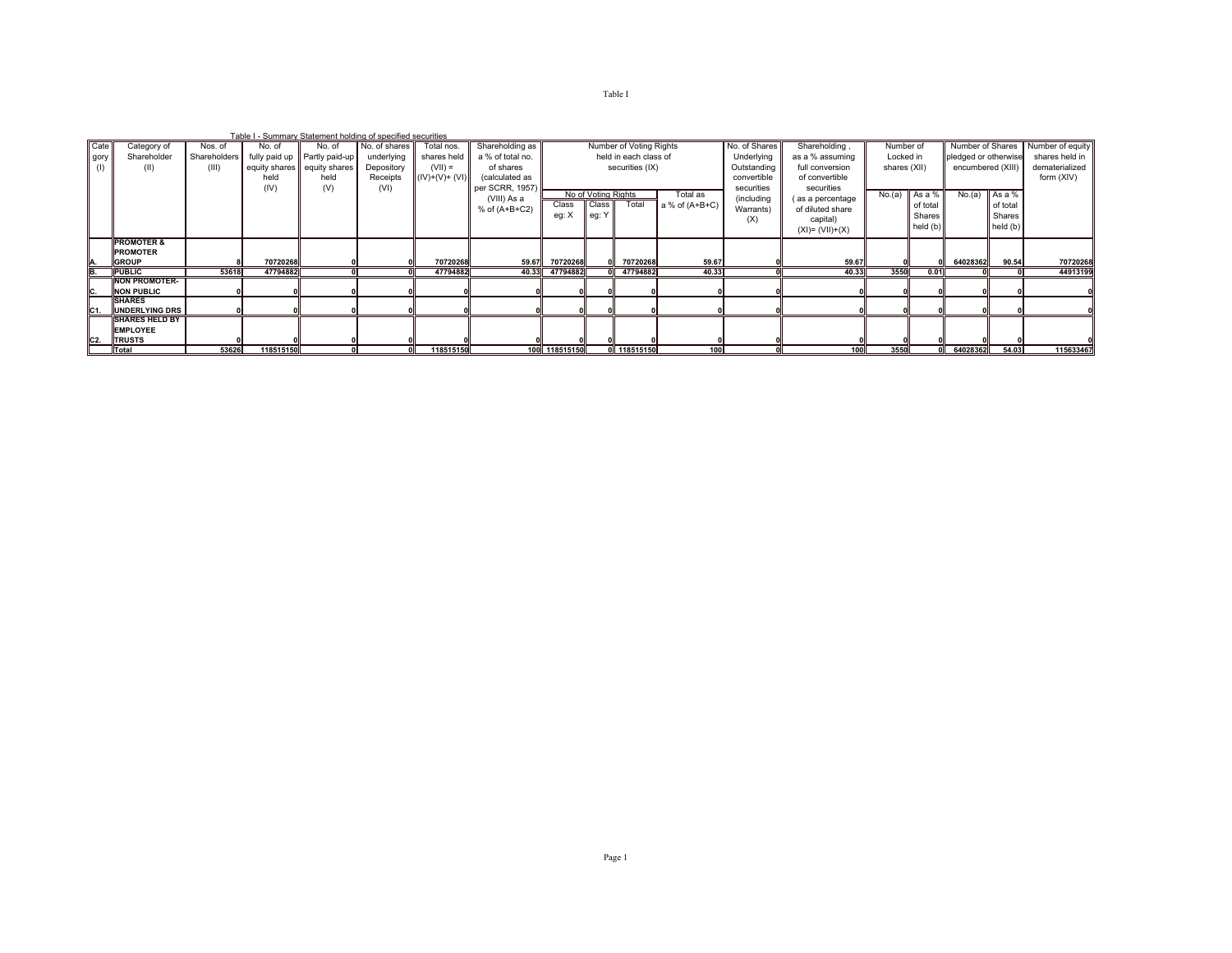Table I

Table I - Summary Statement holding of specified securities

| Category (I) | Category of Shareholder (II) | Nos. of Shareholders (III) | No. of fully paid up equity shares held (IV) | No. of Partly paid-up equity shares held (V) | No. of shares underlying Depository Receipts (VI) | Total nos. shares held (VII) = (IV)+(V)+ (VI) | Shareholding as a % of total no. of shares (calculated as per SCRR, 1957) (VIII) As a % of (A+B+C2) | Number of Voting Rights held in each class of securities (IX) | | | | No. of Shares Underlying Outstanding convertible securities (including Warrants) (X) | Shareholding , as a % assuming full conversion of convertible securities ( as a percentage of diluted share capital) (XI)= (VII)+(X) | Number of Locked in shares (XII) | | Number of Shares pledged or otherwise encumbered (XIII) | | Number of equity shares held in dematerialized form (XIV) |
|---|---|---|---|---|---|---|---|---|---|---|---|---|---|---|---|---|---|---|
| | | | | | | | | No of Voting Rights | | | Total as a % of (A+B+C) | | | No.(a) | As a % of total Shares held (b) | No.(a) | As a % of total Shares held (b) | |
| | | | | | | | | Class eg: X | Class eg: Y | Total | | | | | | | | |
| A. | **PROMOTER & PROMOTER GROUP** | 8 | 70720268 | 0 | 0 | 70720268 | 59.67 | 70720268 | 0 | 70720268 | 59.67 | 0 | 59.67 | 0 | 0 | 64028362 | 90.54 | 70720268 |
| B. | **PUBLIC** | 53618 | 47794882 | 0 | 0 | 47794882 | 40.33 | 47794882 | 0 | 47794882 | 40.33 | 0 | 40.33 | 3550 | 0.01 | 0 | 0 | 44913199 |
| C. | **NON PROMOTER-NON PUBLIC** | 0 | 0 | 0 | 0 | 0 | 0 | 0 | 0 | 0 | 0 | 0 | 0 | 0 | 0 | 0 | 0 | 0 |
| C1. | **SHARES UNDERLYING DRS** | 0 | 0 | 0 | 0 | 0 | 0 | 0 | 0 | 0 | 0 | 0 | 0 | 0 | 0 | 0 | 0 | 0 |
| C2. | **SHARES HELD BY EMPLOYEE TRUSTS** | 0 | 0 | 0 | 0 | 0 | 0 | 0 | 0 | 0 | 0 | 0 | 0 | 0 | 0 | 0 | 0 | 0 |
| | **Total** | 53626 | 118515150 | 0 | 0 | 118515150 | 100 | 118515150 | 0 | 118515150 | 100 | 0 | 100 | 3550 | 0 | 64028362 | 54.03 | 115633467 |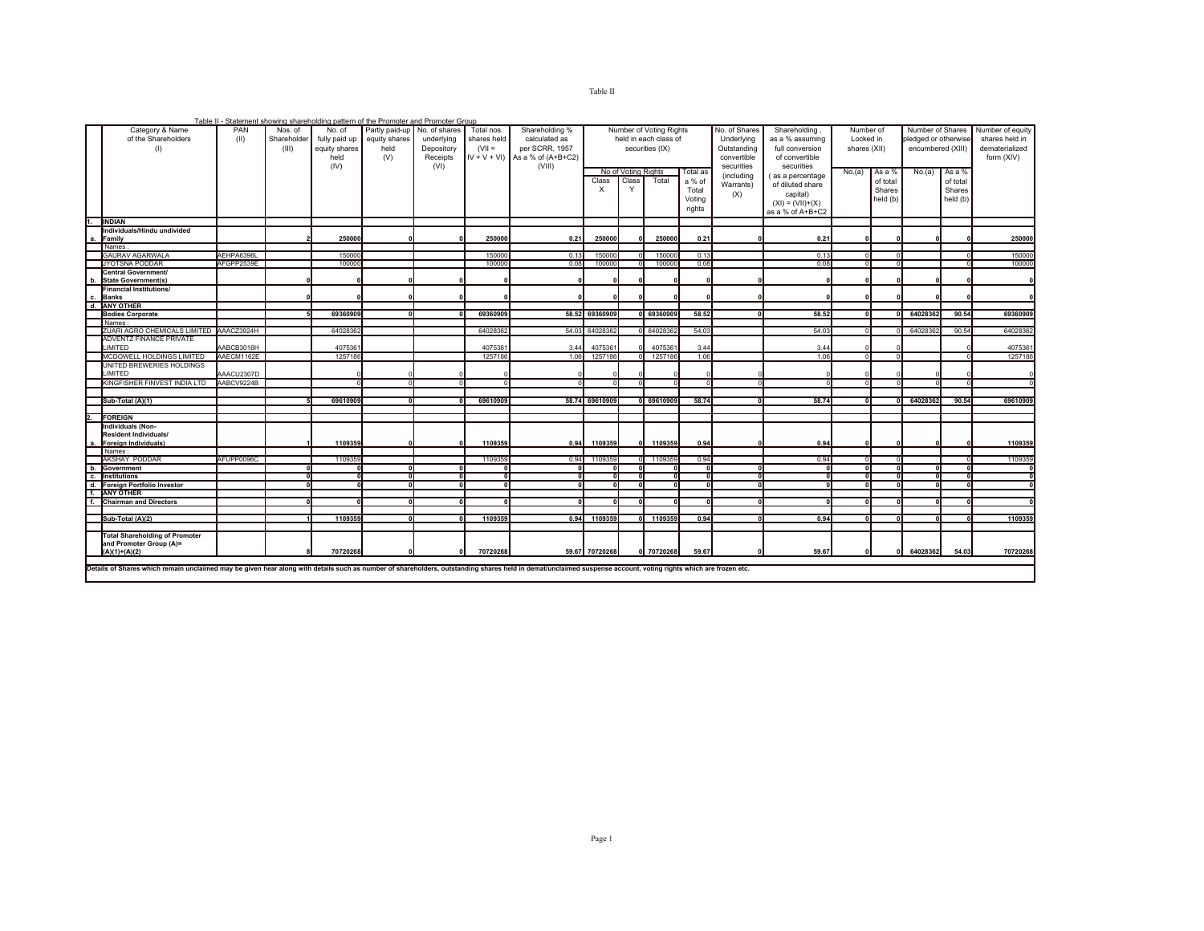Table II

Table II - Statement showing shareholding pattern of the Promoter and Promoter Group

| | Category & Name of the Shareholders (I) | PAN (II) | Nos. of Shareholder (III) | No. of fully paid up equity shares held (IV) | Partly paid-up equity shares held (V) | No. of shares underlying Depository Receipts (VI) | Total nos. shares held (VII = IV + V + VI) | Shareholding % calculated as per SCRR, 1957 As a % of (A+B+C2) (VIII) | Number of Voting Rights held in each class of securities (IX) | | | | No. of Shares Underlying Outstanding convertible securities (including Warrants) (X) | Shareholding , as a % assuming full conversion of convertible securities ( as a percentage of diluted share capital) (XI) = (VII)+(X) as a % of A+B+C2 | Number of Locked in shares (XII) | | Number of Shares pledged or otherwise encumbered (XIII) | | Number of equity shares held in dematerialized form (XIV) |
|---|---|---|---|---|---|---|---|---|---|---|---|---|---|---|---|---|---|---|---|
| | | | | | | | | | No of Voting Rights | | | Total as a % of Total Voting rights | | | No.(a) | As a % of total Shares held (b) | No.(a) | As a % of total Shares held (b) | |
| | | | | | | | | | Class X | Class Y | Total | | | | | | | | |
| 1. | **INDIAN** | | | | | | | | | | | | | | | | | | |
| a. | **Individuals/Hindu undivided Family** | | **2** | **250000** | **0** | **0** | **250000** | **0.21** | **250000** | **0** | **250000** | **0.21** | **0** | **0.21** | **0** | **0** | **0** | **0** | **250000** |
| | Names : | | | | | | | | | | | | | | | | | | |
| | GAURAV AGARWALA | AEHPA6396L | | 150000 | | | 150000 | 0.13 | 150000 | 0 | 150000 | 0.13 | | 0.13 | 0 | 0 | | 0 | 150000 |
| | JYOTSNA PODDAR | AFGPP2539E | | 100000 | | | 100000 | 0.08 | 100000 | 0 | 100000 | 0.08 | | 0.08 | 0 | 0 | | 0 | 100000 |
| b. | **Central Government/ State Government(s)** | | **0** | **0** | **0** | **0** | **0** | **0** | **0** | **0** | **0** | **0** | **0** | **0** | **0** | **0** | **0** | **0** | **0** |
| c. | **Financial Institutions/ Banks** | | **0** | **0** | **0** | **0** | **0** | **0** | **0** | **0** | **0** | **0** | **0** | **0** | **0** | **0** | **0** | **0** | **0** |
| d. | **ANY OTHER** | | | | | | | | | | | | | | | | | | |
| | **Bodies Corporate** | | **5** | **69360909** | **0** | **0** | **69360909** | **58.52** | **69360909** | **0** | **69360909** | **58.52** | **0** | **58.52** | **0** | **0** | **64028362** | **90.54** | **69360909** |
| | Names : | | | | | | | | | | | | | | | | | | |
| | ZUARI AGRO CHEMICALS LIMITED | AAACZ3924H | | 64028362 | | | 64028362 | 54.03 | 64028362 | 0 | 64028362 | 54.03 | | 54.03 | 0 | 0 | 64028362 | 90.54 | 64028362 |
| | ADVENTZ FINANCE PRIVATE LIMITED | AABCB3016H | | 4075361 | | | 4075361 | 3.44 | 4075361 | 0 | 4075361 | 3.44 | | 3.44 | 0 | 0 | | 0 | 4075361 |
| | MCDOWELL HOLDINGS LIMITED | AAECM1162E | | 1257186 | | | 1257186 | 1.06 | 1257186 | 0 | 1257186 | 1.06 | | 1.06 | 0 | 0 | | 0 | 1257186 |
| | UNITED BREWERIES HOLDINGS LIMITED | AAACU2307D | | 0 | 0 | 0 | 0 | 0 | 0 | 0 | 0 | 0 | 0 | 0 | 0 | 0 | 0 | 0 | 0 |
| | KINGFISHER FINVEST INDIA LTD | AABCV9224B | | 0 | 0 | 0 | 0 | 0 | 0 | 0 | 0 | 0 | 0 | 0 | 0 | 0 | 0 | 0 | 0 |
| | **Sub-Total (A)(1)** | | **5** | **69610909** | **0** | **0** | **69610909** | **58.74** | **69610909** | **0** | **69610909** | **58.74** | **0** | **58.74** | **0** | **0** | **64028362** | **90.54** | **69610909** |
| 2. | **FOREIGN** | | | | | | | | | | | | | | | | | | |
| a. | **Individuals (Non-Resident Individuals/ Foreign Individuals)** | | **1** | **1109359** | **0** | **0** | **1109359** | **0.94** | **1109359** | **0** | **1109359** | **0.94** | **0** | **0.94** | **0** | **0** | **0** | **0** | **1109359** |
| | Names : | | | | | | | | | | | | | | | | | | |
| | AKSHAY PODDAR | AFUPP0096C | | 1109359 | | | 1109359 | 0.94 | 1109359 | 0 | 1109359 | 0.94 | | 0.94 | 0 | 0 | | 0 | 1109359 |
| b. | **Government** | | **0** | **0** | **0** | **0** | **0** | **0** | **0** | **0** | **0** | **0** | **0** | **0** | **0** | **0** | **0** | **0** | **0** |
| c. | **Institutions** | | **0** | **0** | **0** | **0** | **0** | **0** | **0** | **0** | **0** | **0** | **0** | **0** | **0** | **0** | **0** | **0** | **0** |
| d. | **Foreign Portfolio Investor** | | **0** | **0** | **0** | **0** | **0** | **0** | **0** | **0** | **0** | **0** | **0** | **0** | **0** | **0** | **0** | **0** | **0** |
| f. | **ANY OTHER** | | | | | | | | | | | | | | | | | | |
| f. | **Chairman and Directors** | | **0** | **0** | **0** | **0** | **0** | **0** | **0** | **0** | **0** | **0** | **0** | **0** | **0** | **0** | **0** | **0** | **0** |
| | **Sub-Total (A)(2)** | | **1** | **1109359** | **0** | **0** | **1109359** | **0.94** | **1109359** | **0** | **1109359** | **0.94** | **0** | **0.94** | **0** | **0** | **0** | **0** | **1109359** |
| | **Total Shareholding of Promoter and Promoter Group (A)= (A)(1)+(A)(2)** | | **8** | **70720268** | **0** | **0** | **70720268** | **59.67** | **70720268** | **0** | **70720268** | **59.67** | **0** | **59.67** | **0** | **0** | **64028362** | **54.03** | **70720268** |

**Details of Shares which remain unclaimed may be given hear along with details such as number of shareholders, outstanding shares held in demat/unclaimed suspense account, voting rights which are frozen etc.**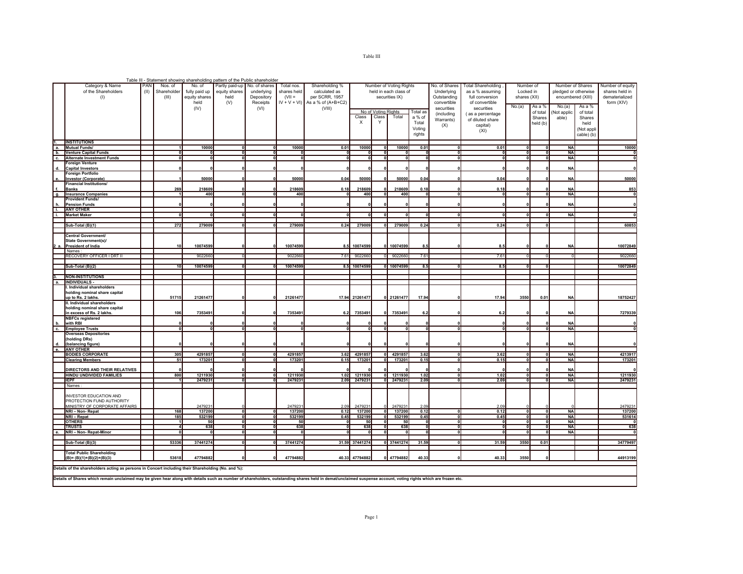Table III

Table III - Statement showing shareholding pattern of the Public shareholder

| | Category & Name of the Shareholders (I) | PAN (II) | Nos. of Shareholder (III) | No. of fully paid up equity shares held (IV) | Partly paid-up equity shares held (V) | No. of shares underlying Depository Receipts (VI) | Total nos. shares held (VII = IV + V + VI) | Shareholding % calculated as per SCRR, 1957 As a % of (A+B+C2) (VIII) | Number of Voting Rights held in each class of securities IX) | | | | No. of Shares Underlying Outstanding convertible securities (including Warrants) (X) | Total Shareholding , as a % assuming full conversion of convertible securities ( as a percentage of diluted share capital) (XI) | Number of Locked in shares (XII) | | Number of Shares pledged or otherwise encumbered (XIII) | | Number of equity shares held in dematerialized form (XIV) |
|---|---|---|---|---|---|---|---|---|---|---|---|---|---|---|---|---|---|---|---|
| | | | | | | | | | No of Voting Rights | | | Total as a % of Total Voting rights | | | No.(a) | As a % of total Shares held (b) | No.(a) (Not applicable) | As a % of total Shares held (Not applicable) (b) | |
| | | | | | | | | | Class X | Class Y | Total | | | | | | | | |
| 1. | **INSTITUTIONS** | | | | | | | | | | | | | | | | | | |
| a. | **Mutual Funds/** | | 1 | 10000 | 0 | 0 | 10000 | 0.01 | 10000 | 0 | 10000 | 0.01 | 0 | 0.01 | 0 | 0 | NA | | 10000 |
| b. | **Venture Capital Funds** | | 0 | 0 | 0 | 0 | 0 | 0 | 0 | 0 | 0 | 0 | 0 | 0 | 0 | 0 | NA | | 0 |
| c. | **Alternate Investment Funds** | | 0 | 0 | 0 | 0 | 0 | 0 | 0 | 0 | 0 | 0 | 0 | 0 | 0 | 0 | NA | | 0 |
| d. | **Foreign Venture Capital Investors** | | 0 | 0 | 0 | 0 | 0 | 0 | 0 | 0 | 0 | 0 | 0 | 0 | 0 | 0 | NA | | 0 |
| e. | **Foreign Portfolio Investor (Corporate)** | | 1 | 50000 | 0 | 0 | 50000 | 0.04 | 50000 | 0 | 50000 | 0.04 | 0 | 0.04 | 0 | 0 | NA | | 50000 |
| f. | **Financial Institutions/ Banks** | | 269 | 218609 | 0 | 0 | 218609 | 0.18 | 218609 | 0 | 218609 | 0.18 | 0 | 0.18 | 0 | 0 | NA | | 853 |
| g. | **Insurance Companies** | | 1 | 400 | 0 | 0 | 400 | 0 | 400 | 0 | 400 | 0 | 0 | 0 | 0 | 0 | NA | | 0 |
| h. | **Provident Funds/ Pension Funds** | | 0 | 0 | 0 | 0 | 0 | 0 | 0 | 0 | 0 | 0 | 0 | 0 | 0 | 0 | NA | | 0 |
| i. | **ANY OTHER** | | | | | | | | | | | | | | | | | | |
| i. | **Market Maker** | | 0 | 0 | 0 | 0 | 0 | 0 | 0 | 0 | 0 | 0 | 0 | 0 | 0 | 0 | NA | | 0 |
| | **Sub-Total (B)(1)** | | 272 | 279009 | 0 | 0 | 279009 | 0.24 | 279009 | 0 | 279009 | 0.24 | 0 | 0.24 | 0 | 0 | | | 60853 |
| 2 a. | **Central Government/ State Government(s)/ President of India** | | 10 | 10074599 | 0 | 0 | 10074599 | 8.5 | 10074599 | 0 | 10074599 | 8.5 | 0 | 8.5 | 0 | 0 | NA | | 10072849 |
| | Names : | | | | | | | | | | | | | | | | | | |
| | RECOVERY OFFICER I DRT II | | | 9022660 | 0 | | 9022660 | 7.61 | 9022660 | 0 | 9022660 | 7.61 | | 7.61 | 0 | 0 | 0 | | 9022660 |
| | **Sub-Total (B)(2)** | | 10 | 10074599 | 0 | 0 | 10074599 | 8.5 | 10074599 | 0 | 10074599 | 8.5 | 0 | 8.5 | 0 | 0 | | | 10072849 |
| 3. | **NON-INSTITUTIONS** | | | | | | | | | | | | | | | | | | |
| a. | **INDIVIDUALS -** | | | | | | | | | | | | | | | | | | |
| | **I. Individual shareholders holding nominal share capital up to Rs. 2 lakhs.** | | 51715 | 21261477 | 0 | 0 | 21261477 | 17.94 | 21261477 | 0 | 21261477 | 17.94 | 0 | 17.94 | 3550 | 0.01 | NA | | 18752427 |
| | **II. Individual shareholders holding nominal share capital in excess of Rs. 2 lakhs.** | | 106 | 7353491 | 0 | 0 | 7353491 | 6.2 | 7353491 | 0 | 7353491 | 6.2 | 0 | 6.2 | 0 | 0 | NA | | 7279339 |
| b. | **NBFCs registered with RBI** | | 0 | 0 | 0 | 0 | 0 | 0 | 0 | 0 | 0 | 0 | 0 | 0 | 0 | 0 | NA | | 0 |
| c. | **Employee Trusts** | | 0 | 0 | 0 | 0 | 0 | 0 | 0 | 0 | 0 | 0 | 0 | 0 | 0 | 0 | NA | | 0 |
| d. | **Overseas Depositories (holding DRs) (balancing figure)** | | 0 | 0 | 0 | 0 | 0 | 0 | 0 | 0 | 0 | 0 | 0 | 0 | 0 | 0 | NA | | 0 |
| e. | **ANY OTHER** | | | | | | | | | | | | | | | | | | |
| | **BODIES CORPORATE** | | 305 | 4291857 | 0 | 0 | 4291857 | 3.62 | 4291857 | 0 | 4291857 | 3.62 | 0 | 3.62 | 0 | 0 | NA | | 4213917 |
| | **Clearing Members** | | 51 | 173201 | 0 | 0 | 173201 | 0.15 | 173201 | 0 | 173201 | 0.15 | 0 | 0.15 | 0 | 0 | NA | | 173201 |
| | **DIRECTORS AND THEIR RELATIVES** | | 0 | 0 | 0 | 0 | 0 | 0 | 0 | 0 | 0 | 0 | 0 | 0 | 0 | 0 | NA | | 0 |
| | **HINDU UNDIVIDED FAMILIES** | | 800 | 1211930 | 0 | 0 | 1211930 | 1.02 | 1211930 | 0 | 1211930 | 1.02 | 0 | 1.02 | 0 | 0 | NA | | 1211930 |
| | **IEPF** | | 1 | 2479231 | 0 | 0 | 2479231 | 2.09 | 2479231 | 0 | 2479231 | 2.09 | 0 | 2.09 | 0 | 0 | NA | | 2479231 |
| | Names : | | | | | | | | | | | | | | | | | | |
| | INVESTOR EDUCATION AND PROTECTION FUND AUTHORITY MINISTRY OF CORPORATE AFFAIRS | | | 2479231 | 0 | | 2479231 | 2.09 | 2479231 | 0 | 2479231 | 2.09 | | 2.09 | 0 | 0 | 0 | | 2479231 |
| | **NRI – Non- Repat** | | 168 | 137200 | 0 | 0 | 137200 | 0.12 | 137200 | 0 | 137200 | 0.12 | 0 | 0.12 | 0 | 0 | NA | | 137200 |
| | **NRI – Repat** | | 185 | 532199 | 0 | 0 | 532199 | 0.45 | 532199 | 0 | 532199 | 0.45 | 0 | 0.45 | 0 | 0 | NA | | 531614 |
| | **OTHERS** | | 1 | 50 | 0 | 0 | 50 | 0 | 50 | 0 | 50 | 0 | 0 | 0 | 0 | 0 | NA | | 0 |
| | **TRUSTS** | | 4 | 638 | 0 | 0 | 638 | 0 | 638 | 0 | 638 | 0 | 0 | 0 | 0 | 0 | NA | | 638 |
| e. | **NRI – Non- Repat-Minor** | | 0 | 0 | 0 | 0 | 0 | 0 | 0 | 0 | 0 | 0 | 0 | 0 | 0 | 0 | NA | | 0 |
| | **Sub-Total (B)(3)** | | 53336 | 37441274 | 0 | 0 | 37441274 | 31.59 | 37441274 | 0 | 37441274 | 31.59 | 0 | 31.59 | 3550 | 0.01 | | | 34779497 |
| | **Total Public Shareholding (B)= (B)(1)+(B)(2)+(B)(3)** | | 53618 | 47794882 | 0 | 0 | 47794882 | 40.33 | 47794882 | 0 | 47794882 | 40.33 | 0 | 40.33 | 3550 | 0 | | | 44913199 |

**Details of the shareholders acting as persons in Concert including their Shareholding (No. and %):**

**Details of Shares which remain unclaimed may be given hear along with details such as number of shareholders, outstanding shares held in demat/unclaimed suspense account, voting rights which are frozen etc.**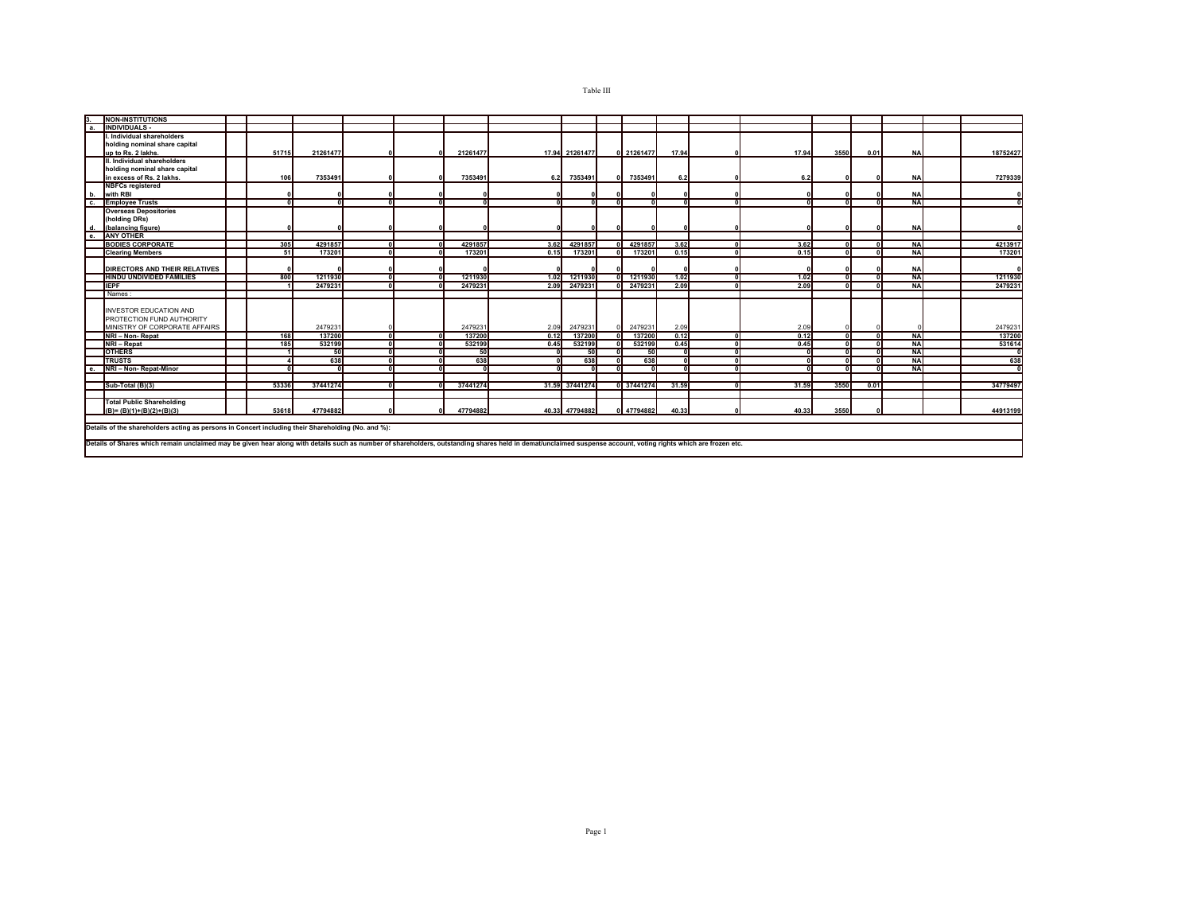Table III

| | | | | | | | | | | | | | | | | | | | |
|---|---|---|---|---|---|---|---|---|---|---|---|---|---|---|---|---|---|---|---|
| 3. | NON-INSTITUTIONS | | | | | | | | | | | | | | | | | | |
| a. | INDIVIDUALS - | | | | | | | | | | | | | | | | | | |
| | I. Individual shareholders holding nominal share capital up to Rs. 2 lakhs. | | 51715 | 21261477 | 0 | 0 | 21261477 | 17.94 | 21261477 | 0 | 21261477 | 17.94 | 0 | 17.94 | 3550 | 0.01 | NA | | 18752427 |
| | II. Individual shareholders holding nominal share capital in excess of Rs. 2 lakhs. | | 106 | 7353491 | 0 | 0 | 7353491 | 6.2 | 7353491 | 0 | 7353491 | 6.2 | 0 | 6.2 | 0 | 0 | NA | | 7279339 |
| b. | NBFCs registered with RBI | | 0 | 0 | 0 | 0 | 0 | 0 | 0 | 0 | 0 | 0 | 0 | 0 | 0 | 0 | NA | | 0 |
| c. | Employee Trusts | | 0 | 0 | 0 | 0 | 0 | 0 | 0 | 0 | 0 | 0 | 0 | 0 | 0 | 0 | NA | | 0 |
| d. | Overseas Depositories (holding DRs) (balancing figure) | | 0 | 0 | 0 | 0 | 0 | 0 | 0 | 0 | 0 | 0 | 0 | 0 | 0 | 0 | NA | | 0 |
| e. | ANY OTHER | | | | | | | | | | | | | | | | | | |
| | BODIES CORPORATE | | 305 | 4291857 | 0 | 0 | 4291857 | 3.62 | 4291857 | 0 | 4291857 | 3.62 | 0 | 3.62 | 0 | 0 | NA | | 4213917 |
| | Clearing Members | | 51 | 173201 | 0 | 0 | 173201 | 0.15 | 173201 | 0 | 173201 | 0.15 | 0 | 0.15 | 0 | 0 | NA | | 173201 |
| | DIRECTORS AND THEIR RELATIVES | | 0 | 0 | 0 | 0 | 0 | 0 | 0 | 0 | 0 | 0 | 0 | 0 | 0 | 0 | NA | | 0 |
| | HINDU UNDIVIDED FAMILIES | | 800 | 1211930 | 0 | 0 | 1211930 | 1.02 | 1211930 | 0 | 1211930 | 1.02 | 0 | 1.02 | 0 | 0 | NA | | 1211930 |
| | IEPF | | 1 | 2479231 | 0 | 0 | 2479231 | 2.09 | 2479231 | 0 | 2479231 | 2.09 | 0 | 2.09 | 0 | 0 | NA | | 2479231 |
| | Names : | | | | | | | | | | | | | | | | | | |
| | INVESTOR EDUCATION AND PROTECTION FUND AUTHORITY MINISTRY OF CORPORATE AFFAIRS | | | 2479231 | 0 | | 2479231 | 2.09 | 2479231 | 0 | 2479231 | 2.09 | | 2.09 | 0 | 0 | 0 | | 2479231 |
| | NRI – Non- Repat | | 168 | 137200 | 0 | 0 | 137200 | 0.12 | 137200 | 0 | 137200 | 0.12 | 0 | 0.12 | 0 | 0 | NA | | 137200 |
| | NRI – Repat | | 185 | 532199 | 0 | 0 | 532199 | 0.45 | 532199 | 0 | 532199 | 0.45 | 0 | 0.45 | 0 | 0 | NA | | 531614 |
| | OTHERS | | 1 | 50 | 0 | 0 | 50 | 0 | 50 | 0 | 50 | 0 | 0 | 0 | 0 | 0 | NA | | 0 |
| | TRUSTS | | 4 | 638 | 0 | 0 | 638 | 0 | 638 | 0 | 638 | 0 | 0 | 0 | 0 | 0 | NA | | 638 |
| e. | NRI – Non- Repat-Minor | | 0 | 0 | 0 | 0 | 0 | 0 | 0 | 0 | 0 | 0 | 0 | 0 | 0 | 0 | NA | | 0 |
| | Sub-Total (B)(3) | | 53336 | 37441274 | 0 | 0 | 37441274 | 31.59 | 37441274 | 0 | 37441274 | 31.59 | 0 | 31.59 | 3550 | 0.01 | | | 34779497 |
| | Total Public Shareholding (B)= (B)(1)+(B)(2)+(B)(3) | | 53618 | 47794882 | 0 | 0 | 47794882 | 40.33 | 47794882 | 0 | 47794882 | 40.33 | 0 | 40.33 | 3550 | 0 | | | 44913199 |

Details of the shareholders acting as persons in Concert including their Shareholding (No. and %):

Details of Shares which remain unclaimed may be given hear along with details such as number of shareholders, outstanding shares held in demat/unclaimed suspense account, voting rights which are frozen etc.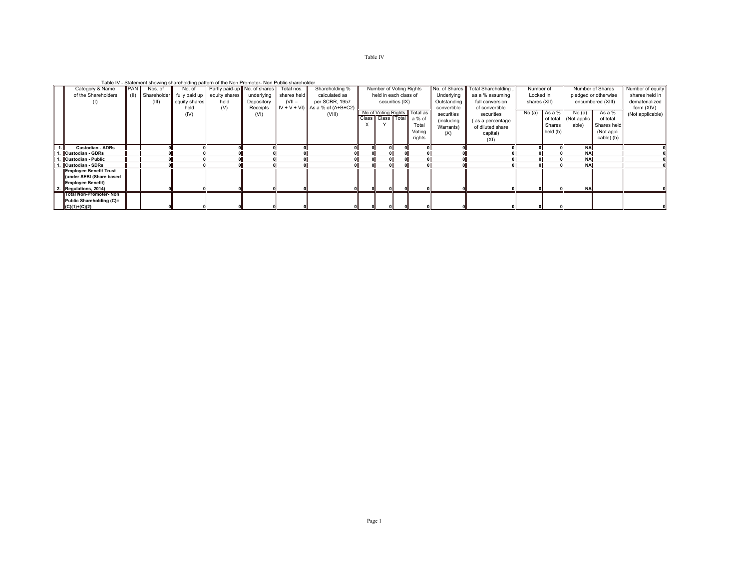Table IV

Table IV - Statement showing shareholding pattern of the Non Promoter- Non Public shareholder

| | Category & Name of the Shareholders (I) | PAN (II) | Nos. of Shareholder (III) | No. of fully paid up equity shares held (IV) | Partly paid-up equity shares held (V) | No. of shares underlying Depository Receipts (VI) | Total nos. shares held (VII = IV + V + VI) | Shareholding % calculated as per SCRR, 1957 As a % of (A+B+C2) (VIII) | Number of Voting Rights held in each class of securities (IX) | | | | No. of Shares Underlying Outstanding convertible securities (including Warrants) (X) | Total Shareholding , as a % assuming full conversion of convertible securities ( as a percentage of diluted share capital) (XI) | Number of Locked in shares (XII) | | Number of Shares pledged or otherwise encumbered (XIII) | | Number of equity shares held in dematerialized form (XIV) (Not applicable) |
|---|---|---|---|---|---|---|---|---|---|---|---|---|---|---|---|---|---|---|---|
| | | | | | | | | | No of Voting Rights | | | Total as a % of Total Voting rights | | | No.(a) | As a % of total Shares held (b) | No.(a) (Not applicable) | As a % of total Shares held (Not applicable) (b) | |
| | | | | | | | | | Class X | Class Y | Total | | | | | | | | |
| 1. | Custodian - ADRs | | 0 | 0 | 0 | 0 | 0 | 0 | 0 | 0 | 0 | 0 | 0 | 0 | 0 | 0 | NA | | 0 |
| 1. | Custodian - GDRs | | 0 | 0 | 0 | 0 | 0 | 0 | 0 | 0 | 0 | 0 | 0 | 0 | 0 | 0 | NA | | 0 |
| 1. | Custodian - Public | | 0 | 0 | 0 | 0 | 0 | 0 | 0 | 0 | 0 | 0 | 0 | 0 | 0 | 0 | NA | | 0 |
| 1. | Custodian - SDRs | | 0 | 0 | 0 | 0 | 0 | 0 | 0 | 0 | 0 | 0 | 0 | 0 | 0 | 0 | NA | | 0 |
| 2. | Employee Benefit Trust (under SEBI (Share based Employee Benefit) Regulations, 2014) | | 0 | 0 | 0 | 0 | 0 | 0 | 0 | 0 | 0 | 0 | 0 | 0 | 0 | 0 | NA | | 0 |
| | Total Non-Promoter- Non Public Shareholding (C)= (C)(1)+(C)(2) | | 0 | 0 | 0 | 0 | 0 | 0 | 0 | 0 | 0 | 0 | 0 | 0 | 0 | 0 | | | 0 |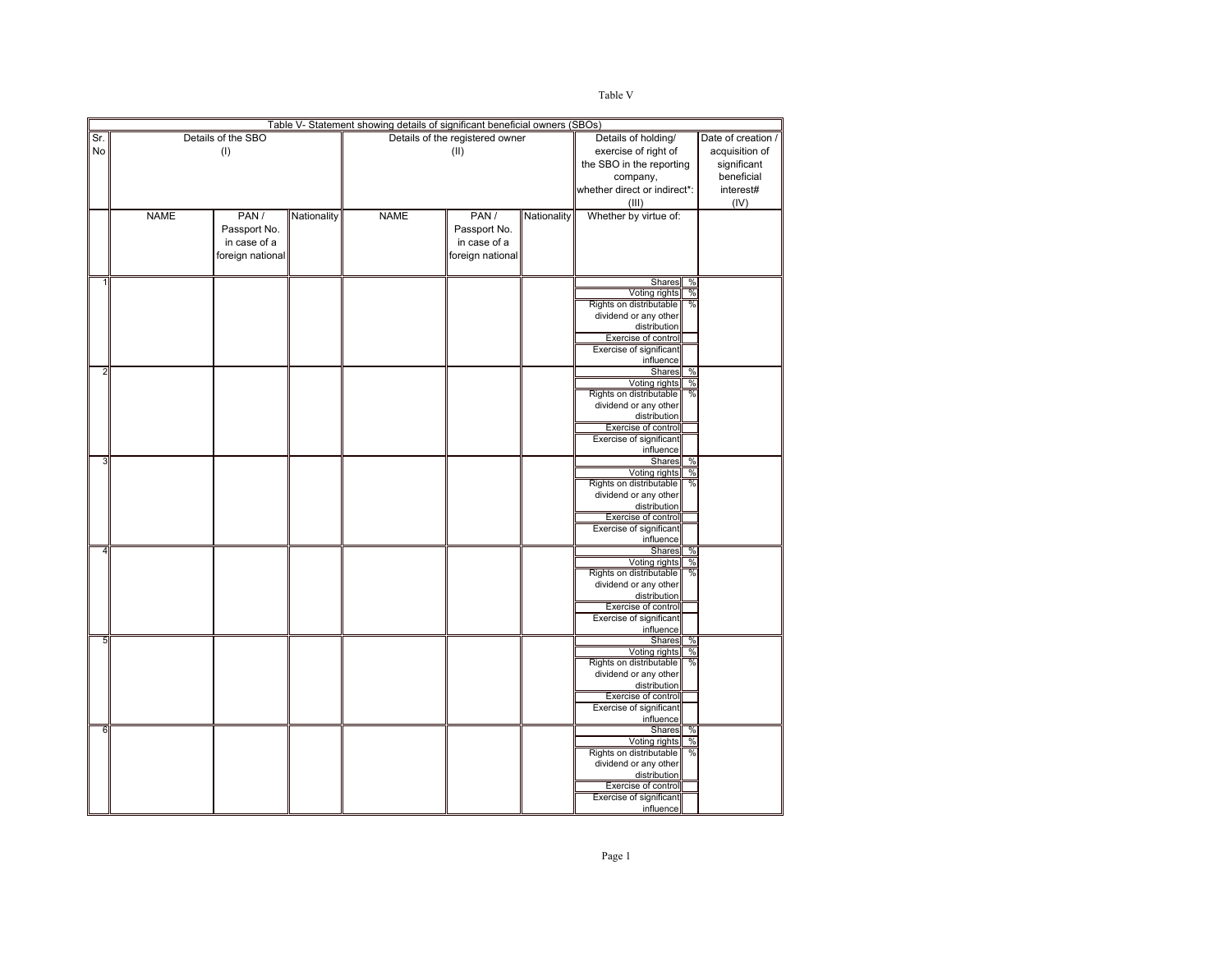Table V

| Table V- Statement showing details of significant beneficial owners (SBOs) | | | | | | | | |
|---|---|---|---|---|---|---|---|---|
| Sr. No | Details of the SBO (I) | | | Details of the registered owner (II) | | | Details of holding/ exercise of right of the SBO in the reporting company, whether direct or indirect*: (III) | Date of creation / acquisition of significant beneficial interest# (IV) |
| | NAME | PAN / Passport No. in case of a foreign national | Nationality | NAME | PAN / Passport No. in case of a foreign national | Nationality | Whether by virtue of: | |
| 1 | | | | | | | Shares % <br> Voting rights % <br> Rights on distributable dividend or any other distribution % <br> Exercise of control <br> Exercise of significant influence | |
| 2 | | | | | | | Shares % <br> Voting rights % <br> Rights on distributable dividend or any other distribution % <br> Exercise of control <br> Exercise of significant influence | |
| 3 | | | | | | | Shares % <br> Voting rights % <br> Rights on distributable dividend or any other distribution % <br> Exercise of control <br> Exercise of significant influence | |
| 4 | | | | | | | Shares % <br> Voting rights % <br> Rights on distributable dividend or any other distribution % <br> Exercise of control <br> Exercise of significant influence | |
| 5 | | | | | | | Shares % <br> Voting rights % <br> Rights on distributable dividend or any other distribution % <br> Exercise of control <br> Exercise of significant influence | |
| 6 | | | | | | | Shares % <br> Voting rights % <br> Rights on distributable dividend or any other distribution % <br> Exercise of control <br> Exercise of significant influence | |